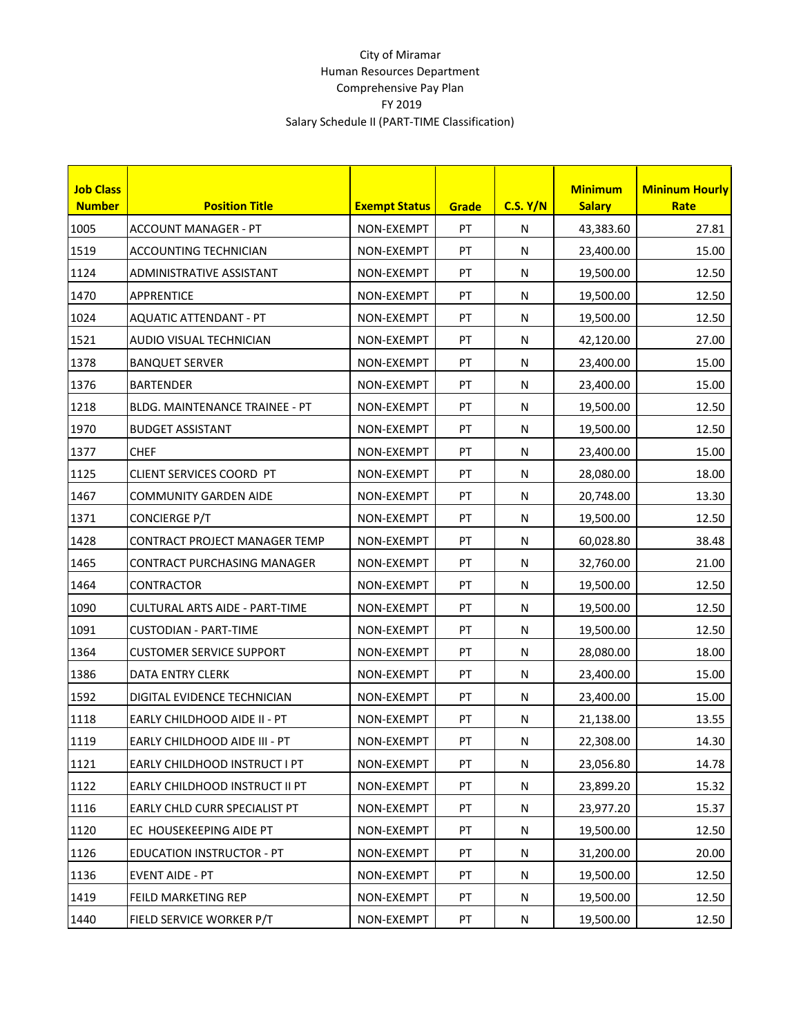City of Miramar
Human Resources Department
Comprehensive Pay Plan
FY 2019
Salary Schedule II (PART-TIME Classification)

| Job Class Number | Position Title | Exempt Status | Grade | C.S. Y/N | Minimum Salary | Mininum Hourly Rate |
|---|---|---|---|---|---|---|
| 1005 | ACCOUNT MANAGER - PT | NON-EXEMPT | PT | N | 43,383.60 | 27.81 |
| 1519 | ACCOUNTING TECHNICIAN | NON-EXEMPT | PT | N | 23,400.00 | 15.00 |
| 1124 | ADMINISTRATIVE ASSISTANT | NON-EXEMPT | PT | N | 19,500.00 | 12.50 |
| 1470 | APPRENTICE | NON-EXEMPT | PT | N | 19,500.00 | 12.50 |
| 1024 | AQUATIC ATTENDANT - PT | NON-EXEMPT | PT | N | 19,500.00 | 12.50 |
| 1521 | AUDIO VISUAL TECHNICIAN | NON-EXEMPT | PT | N | 42,120.00 | 27.00 |
| 1378 | BANQUET SERVER | NON-EXEMPT | PT | N | 23,400.00 | 15.00 |
| 1376 | BARTENDER | NON-EXEMPT | PT | N | 23,400.00 | 15.00 |
| 1218 | BLDG. MAINTENANCE TRAINEE - PT | NON-EXEMPT | PT | N | 19,500.00 | 12.50 |
| 1970 | BUDGET ASSISTANT | NON-EXEMPT | PT | N | 19,500.00 | 12.50 |
| 1377 | CHEF | NON-EXEMPT | PT | N | 23,400.00 | 15.00 |
| 1125 | CLIENT SERVICES COORD PT | NON-EXEMPT | PT | N | 28,080.00 | 18.00 |
| 1467 | COMMUNITY GARDEN AIDE | NON-EXEMPT | PT | N | 20,748.00 | 13.30 |
| 1371 | CONCIERGE P/T | NON-EXEMPT | PT | N | 19,500.00 | 12.50 |
| 1428 | CONTRACT PROJECT MANAGER TEMP | NON-EXEMPT | PT | N | 60,028.80 | 38.48 |
| 1465 | CONTRACT PURCHASING MANAGER | NON-EXEMPT | PT | N | 32,760.00 | 21.00 |
| 1464 | CONTRACTOR | NON-EXEMPT | PT | N | 19,500.00 | 12.50 |
| 1090 | CULTURAL ARTS AIDE - PART-TIME | NON-EXEMPT | PT | N | 19,500.00 | 12.50 |
| 1091 | CUSTODIAN - PART-TIME | NON-EXEMPT | PT | N | 19,500.00 | 12.50 |
| 1364 | CUSTOMER SERVICE SUPPORT | NON-EXEMPT | PT | N | 28,080.00 | 18.00 |
| 1386 | DATA ENTRY CLERK | NON-EXEMPT | PT | N | 23,400.00 | 15.00 |
| 1592 | DIGITAL EVIDENCE TECHNICIAN | NON-EXEMPT | PT | N | 23,400.00 | 15.00 |
| 1118 | EARLY CHILDHOOD AIDE II - PT | NON-EXEMPT | PT | N | 21,138.00 | 13.55 |
| 1119 | EARLY CHILDHOOD AIDE III - PT | NON-EXEMPT | PT | N | 22,308.00 | 14.30 |
| 1121 | EARLY CHILDHOOD INSTRUCT I PT | NON-EXEMPT | PT | N | 23,056.80 | 14.78 |
| 1122 | EARLY CHILDHOOD INSTRUCT II PT | NON-EXEMPT | PT | N | 23,899.20 | 15.32 |
| 1116 | EARLY CHLD CURR SPECIALIST PT | NON-EXEMPT | PT | N | 23,977.20 | 15.37 |
| 1120 | EC HOUSEKEEPING AIDE PT | NON-EXEMPT | PT | N | 19,500.00 | 12.50 |
| 1126 | EDUCATION INSTRUCTOR - PT | NON-EXEMPT | PT | N | 31,200.00 | 20.00 |
| 1136 | EVENT AIDE - PT | NON-EXEMPT | PT | N | 19,500.00 | 12.50 |
| 1419 | FEILD MARKETING REP | NON-EXEMPT | PT | N | 19,500.00 | 12.50 |
| 1440 | FIELD SERVICE WORKER P/T | NON-EXEMPT | PT | N | 19,500.00 | 12.50 |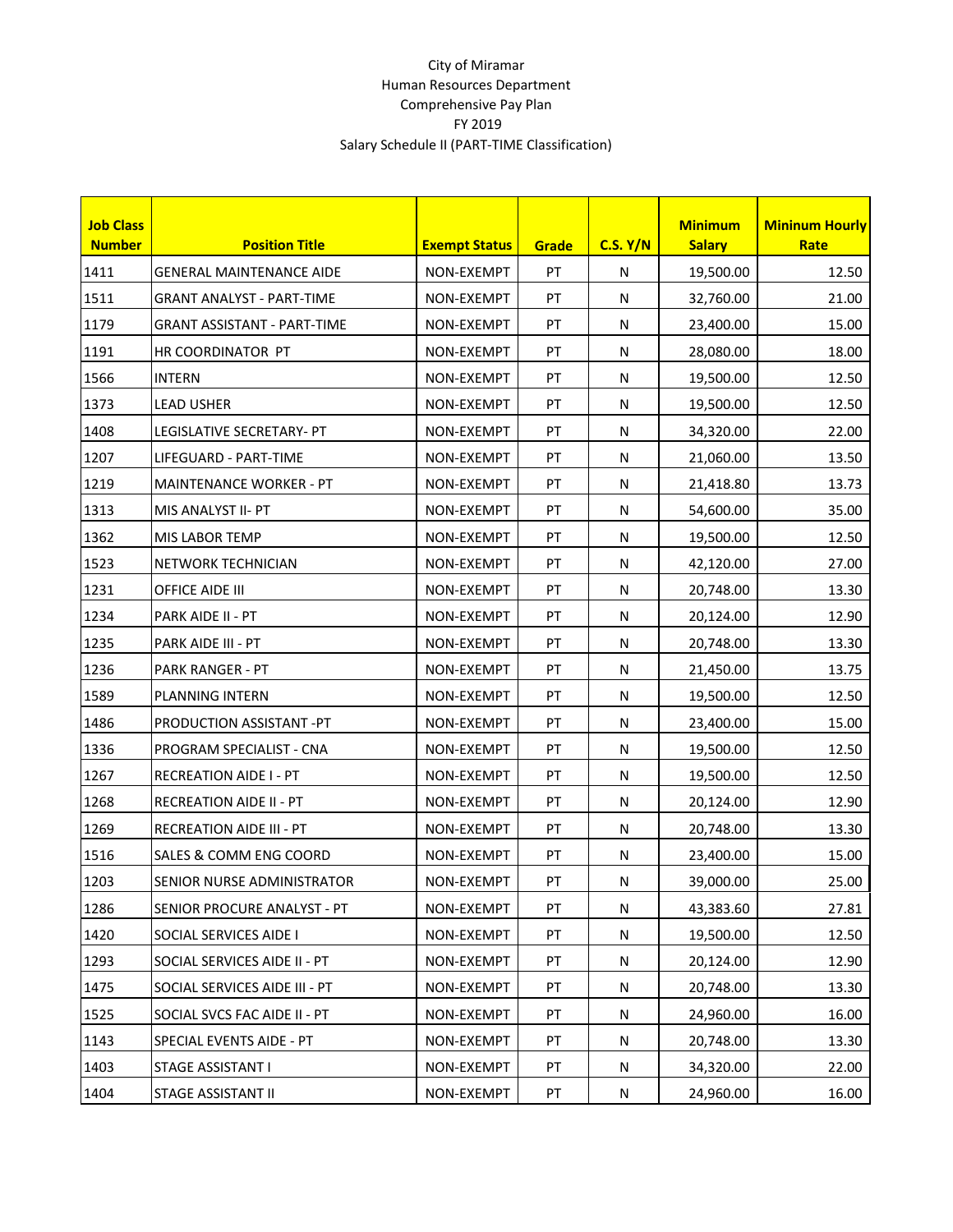City of Miramar
Human Resources Department
Comprehensive Pay Plan
FY 2019
Salary Schedule II (PART-TIME Classification)

| Job Class Number | Position Title | Exempt Status | Grade | C.S. Y/N | Minimum Salary | Mininum Hourly Rate |
|---|---|---|---|---|---|---|
| 1411 | GENERAL MAINTENANCE AIDE | NON-EXEMPT | PT | N | 19,500.00 | 12.50 |
| 1511 | GRANT ANALYST - PART-TIME | NON-EXEMPT | PT | N | 32,760.00 | 21.00 |
| 1179 | GRANT ASSISTANT - PART-TIME | NON-EXEMPT | PT | N | 23,400.00 | 15.00 |
| 1191 | HR COORDINATOR PT | NON-EXEMPT | PT | N | 28,080.00 | 18.00 |
| 1566 | INTERN | NON-EXEMPT | PT | N | 19,500.00 | 12.50 |
| 1373 | LEAD USHER | NON-EXEMPT | PT | N | 19,500.00 | 12.50 |
| 1408 | LEGISLATIVE SECRETARY- PT | NON-EXEMPT | PT | N | 34,320.00 | 22.00 |
| 1207 | LIFEGUARD - PART-TIME | NON-EXEMPT | PT | N | 21,060.00 | 13.50 |
| 1219 | MAINTENANCE WORKER - PT | NON-EXEMPT | PT | N | 21,418.80 | 13.73 |
| 1313 | MIS ANALYST II- PT | NON-EXEMPT | PT | N | 54,600.00 | 35.00 |
| 1362 | MIS LABOR TEMP | NON-EXEMPT | PT | N | 19,500.00 | 12.50 |
| 1523 | NETWORK TECHNICIAN | NON-EXEMPT | PT | N | 42,120.00 | 27.00 |
| 1231 | OFFICE AIDE III | NON-EXEMPT | PT | N | 20,748.00 | 13.30 |
| 1234 | PARK AIDE II - PT | NON-EXEMPT | PT | N | 20,124.00 | 12.90 |
| 1235 | PARK AIDE III - PT | NON-EXEMPT | PT | N | 20,748.00 | 13.30 |
| 1236 | PARK RANGER - PT | NON-EXEMPT | PT | N | 21,450.00 | 13.75 |
| 1589 | PLANNING INTERN | NON-EXEMPT | PT | N | 19,500.00 | 12.50 |
| 1486 | PRODUCTION ASSISTANT -PT | NON-EXEMPT | PT | N | 23,400.00 | 15.00 |
| 1336 | PROGRAM SPECIALIST - CNA | NON-EXEMPT | PT | N | 19,500.00 | 12.50 |
| 1267 | RECREATION AIDE I - PT | NON-EXEMPT | PT | N | 19,500.00 | 12.50 |
| 1268 | RECREATION AIDE II - PT | NON-EXEMPT | PT | N | 20,124.00 | 12.90 |
| 1269 | RECREATION AIDE III - PT | NON-EXEMPT | PT | N | 20,748.00 | 13.30 |
| 1516 | SALES & COMM ENG COORD | NON-EXEMPT | PT | N | 23,400.00 | 15.00 |
| 1203 | SENIOR NURSE ADMINISTRATOR | NON-EXEMPT | PT | N | 39,000.00 | 25.00 |
| 1286 | SENIOR PROCURE ANALYST - PT | NON-EXEMPT | PT | N | 43,383.60 | 27.81 |
| 1420 | SOCIAL SERVICES AIDE I | NON-EXEMPT | PT | N | 19,500.00 | 12.50 |
| 1293 | SOCIAL SERVICES AIDE II - PT | NON-EXEMPT | PT | N | 20,124.00 | 12.90 |
| 1475 | SOCIAL SERVICES AIDE III - PT | NON-EXEMPT | PT | N | 20,748.00 | 13.30 |
| 1525 | SOCIAL SVCS FAC AIDE II - PT | NON-EXEMPT | PT | N | 24,960.00 | 16.00 |
| 1143 | SPECIAL EVENTS AIDE - PT | NON-EXEMPT | PT | N | 20,748.00 | 13.30 |
| 1403 | STAGE ASSISTANT I | NON-EXEMPT | PT | N | 34,320.00 | 22.00 |
| 1404 | STAGE ASSISTANT II | NON-EXEMPT | PT | N | 24,960.00 | 16.00 |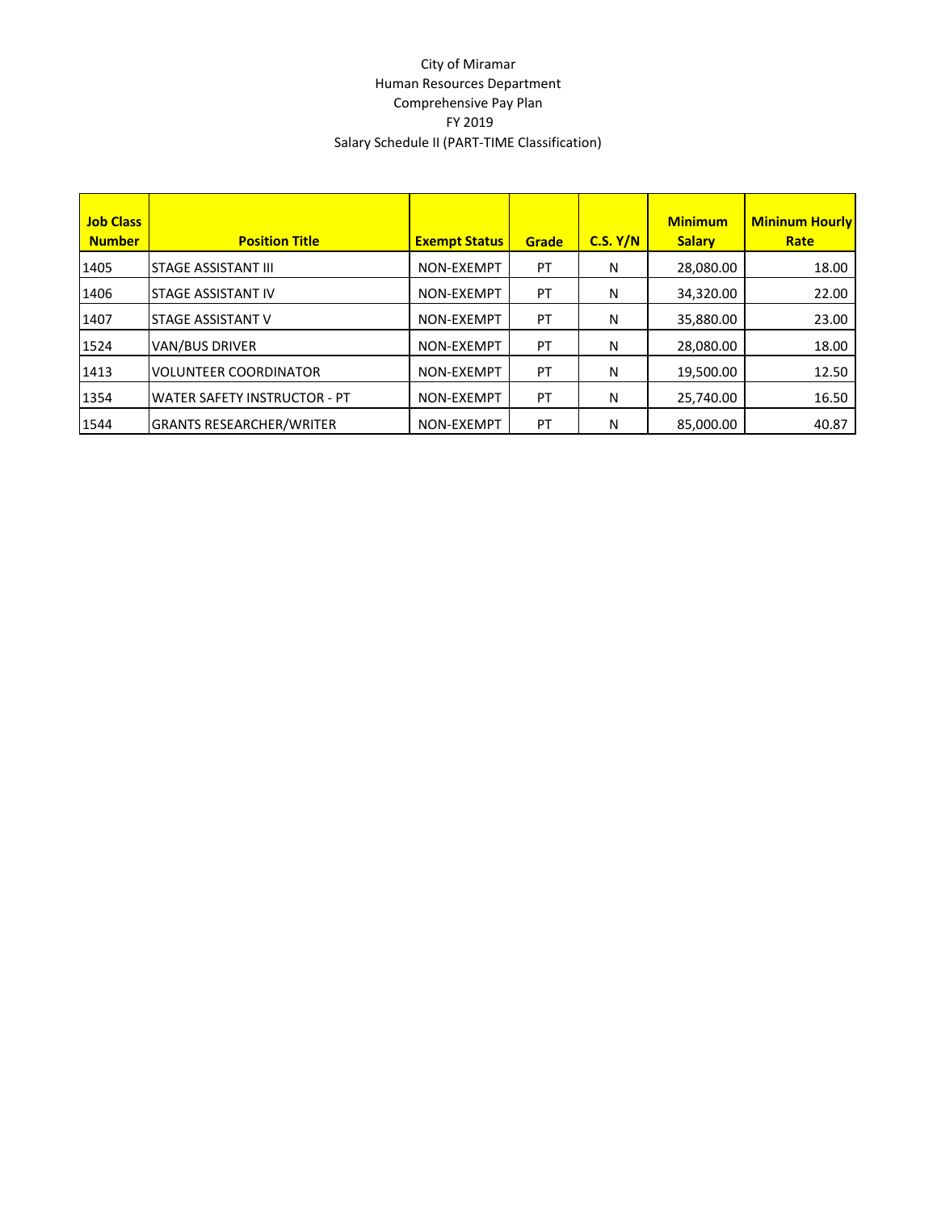City of Miramar
Human Resources Department
Comprehensive Pay Plan
FY 2019
Salary Schedule II (PART-TIME Classification)

| Job Class Number | Position Title | Exempt Status | Grade | C.S. Y/N | Minimum Salary | Mininum Hourly Rate |
|---|---|---|---|---|---|---|
| 1405 | STAGE ASSISTANT III | NON-EXEMPT | PT | N | 28,080.00 | 18.00 |
| 1406 | STAGE ASSISTANT IV | NON-EXEMPT | PT | N | 34,320.00 | 22.00 |
| 1407 | STAGE ASSISTANT V | NON-EXEMPT | PT | N | 35,880.00 | 23.00 |
| 1524 | VAN/BUS DRIVER | NON-EXEMPT | PT | N | 28,080.00 | 18.00 |
| 1413 | VOLUNTEER COORDINATOR | NON-EXEMPT | PT | N | 19,500.00 | 12.50 |
| 1354 | WATER SAFETY INSTRUCTOR - PT | NON-EXEMPT | PT | N | 25,740.00 | 16.50 |
| 1544 | GRANTS RESEARCHER/WRITER | NON-EXEMPT | PT | N | 85,000.00 | 40.87 |